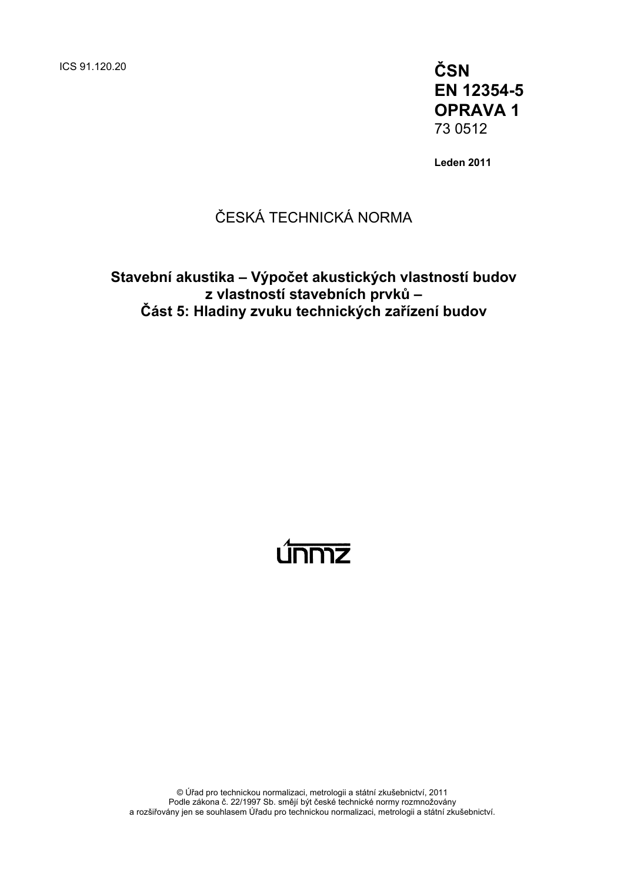ICS 91.120.20

**ČSN**
**EN 12354-5**
**OPRAVA 1**
73 0512

**Leden 2011**

ČESKÁ TECHNICKÁ NORMA

# Stavební akustika – Výpočet akustických vlastností budov z vlastností stavebních prvků – Část 5: Hladiny zvuku technických zařízení budov

ÚNMZ

© Úřad pro technickou normalizaci, metrologii a státní zkušebnictví, 2011
Podle zákona č. 22/1997 Sb. smějí být české technické normy rozmnožovány a rozšiřovány jen se souhlasem Úřadu pro technickou normalizaci, metrologii a státní zkušebnictví.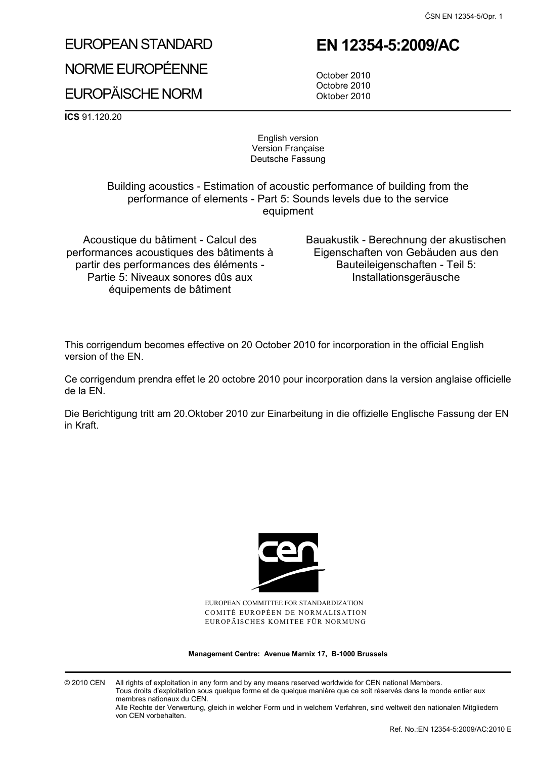# EUROPEAN STANDARD

# NORME EUROPÉENNE

# EUROPÄISCHE NORM

# EN 12354-5:2009/AC

October 2010
Octobre 2010
Oktober 2010

**ICS** 91.120.20

English version
Version Française
Deutsche Fassung

Building acoustics - Estimation of acoustic performance of building from the performance of elements - Part 5: Sounds levels due to the service equipment

Acoustique du bâtiment - Calcul des performances acoustiques des bâtiments à partir des performances des éléments - Partie 5: Niveaux sonores dûs aux équipements de bâtiment

Bauakustik - Berechnung der akustischen Eigenschaften von Gebäuden aus den Bauteileigenschaften - Teil 5: Installationsgeräusche

This corrigendum becomes effective on 20 October 2010 for incorporation in the official English version of the EN.

Ce corrigendum prendra effet le 20 octobre 2010 pour incorporation dans la version anglaise officielle de la EN.

Die Berichtigung tritt am 20.Oktober 2010 zur Einarbeitung in die offizielle Englische Fassung der EN in Kraft.

EUROPEAN COMMITTEE FOR STANDARDIZATION
COMITÉ EUROPÉEN DE NORMALISATION
EUROPÄISCHES KOMITEE FÜR NORMUNG

**Management Centre: Avenue Marnix 17, B-1000 Brussels**

© 2010 CEN All rights of exploitation in any form and by any means reserved worldwide for CEN national Members.
Tous droits d'exploitation sous quelque forme et de quelque manière que ce soit réservés dans le monde entier aux membres nationaux du CEN.
Alle Rechte der Verwertung, gleich in welcher Form und in welchem Verfahren, sind weltweit den nationalen Mitgliedern von CEN vorbehalten.

Ref. No.:EN 12354-5:2009/AC:2010 E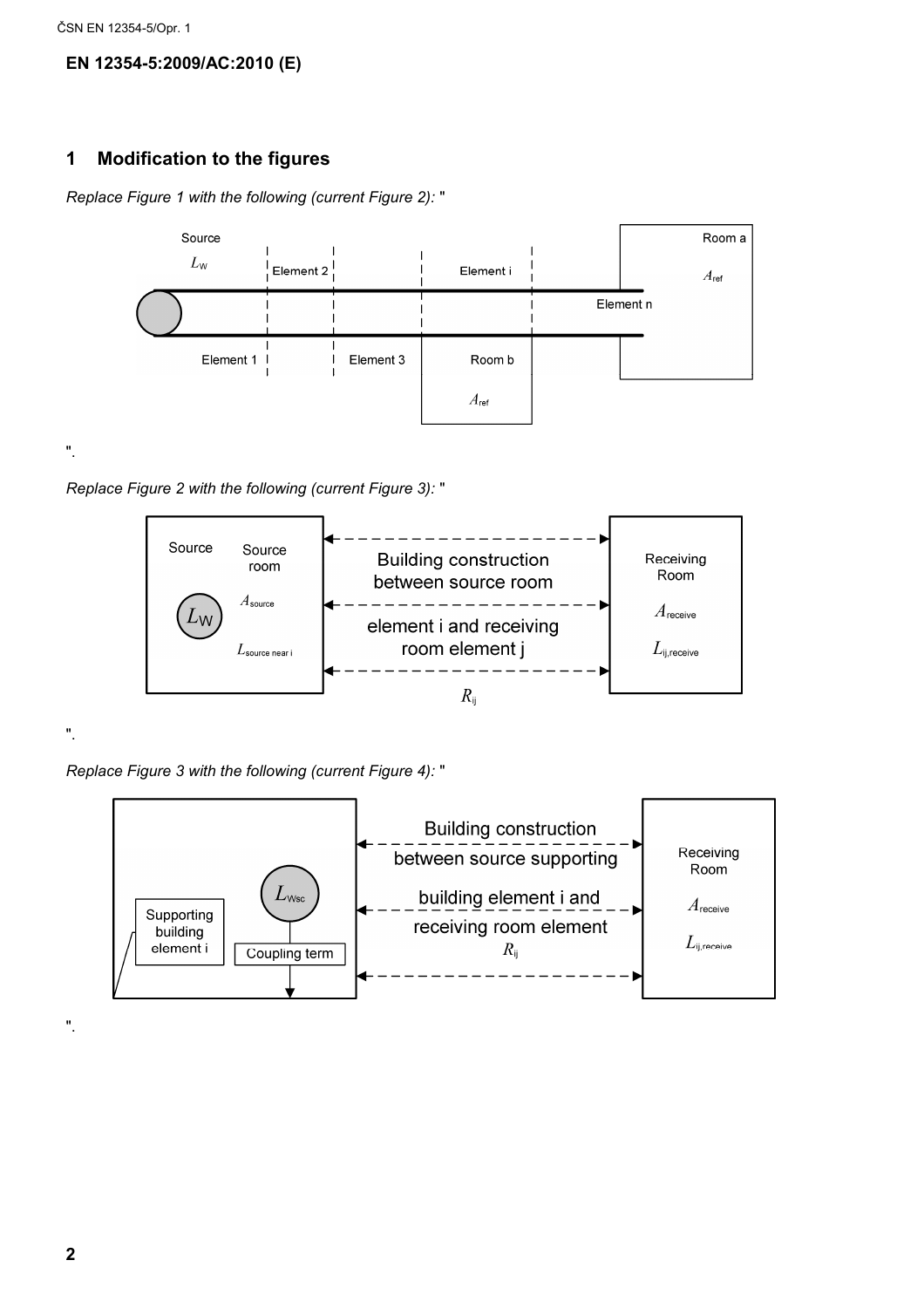## 1 Modification to the figures

*Replace Figure 1 with the following (current Figure 2):* "

".

*Replace Figure 2 with the following (current Figure 3):* "

".

*Replace Figure 3 with the following (current Figure 4):* "

".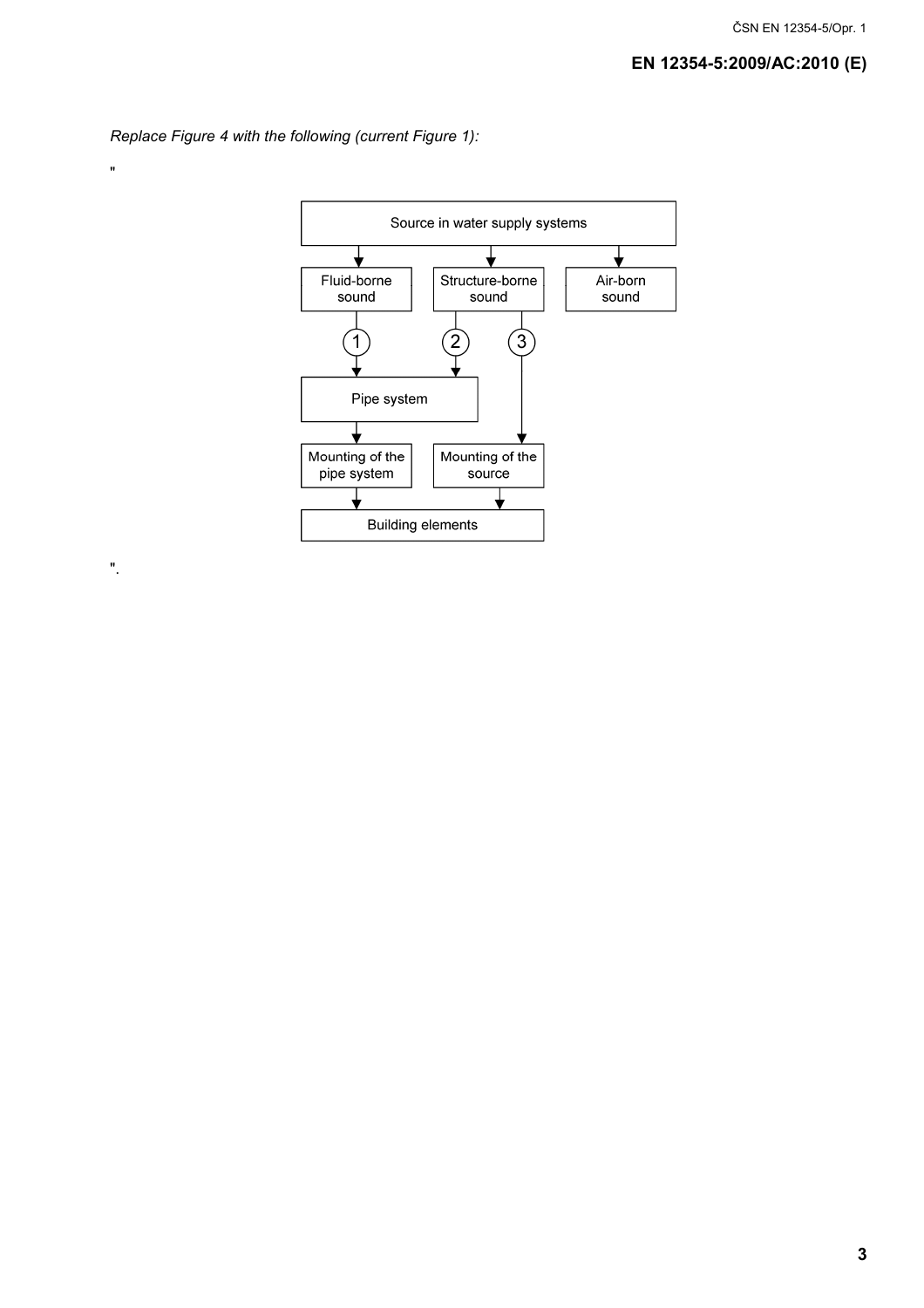*Replace Figure 4 with the following (current Figure 1):*

"

Source in water supply systems

Fluid-borne sound

Structure-borne sound

Air-born sound

1

2

3

Pipe system

Mounting of the pipe system

Mounting of the source

Building elements

".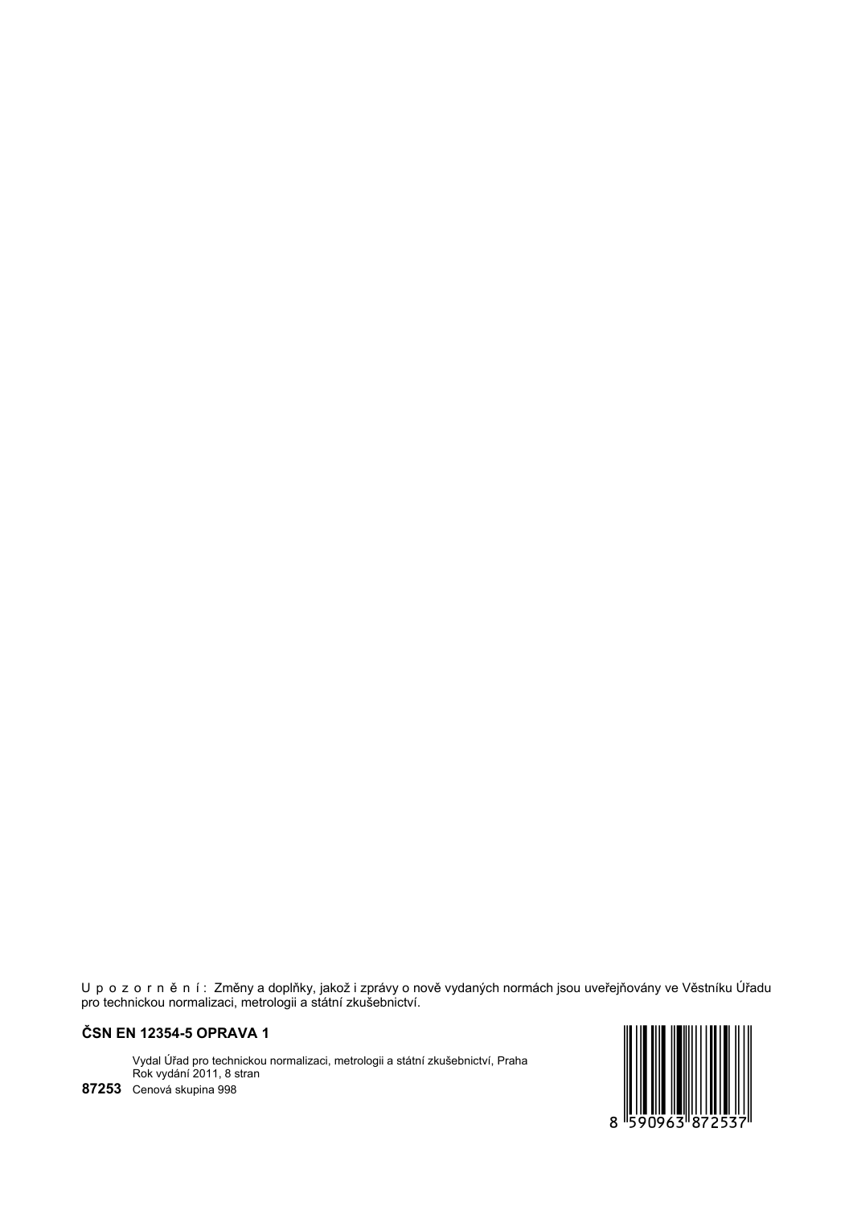U p o z o r n ě n í : Změny a doplňky, jakož i zprávy o nově vydaných normách jsou uveřejňovány ve Věstníku Úřadu pro technickou normalizaci, metrologii a státní zkušebnictví.

**ČSN EN 12354-5 OPRAVA 1**

Vydal Úřad pro technickou normalizaci, metrologii a státní zkušebnictví, Praha
Rok vydání 2011, 8 stran

**87253** Cenová skupina 998

8 590963 872537